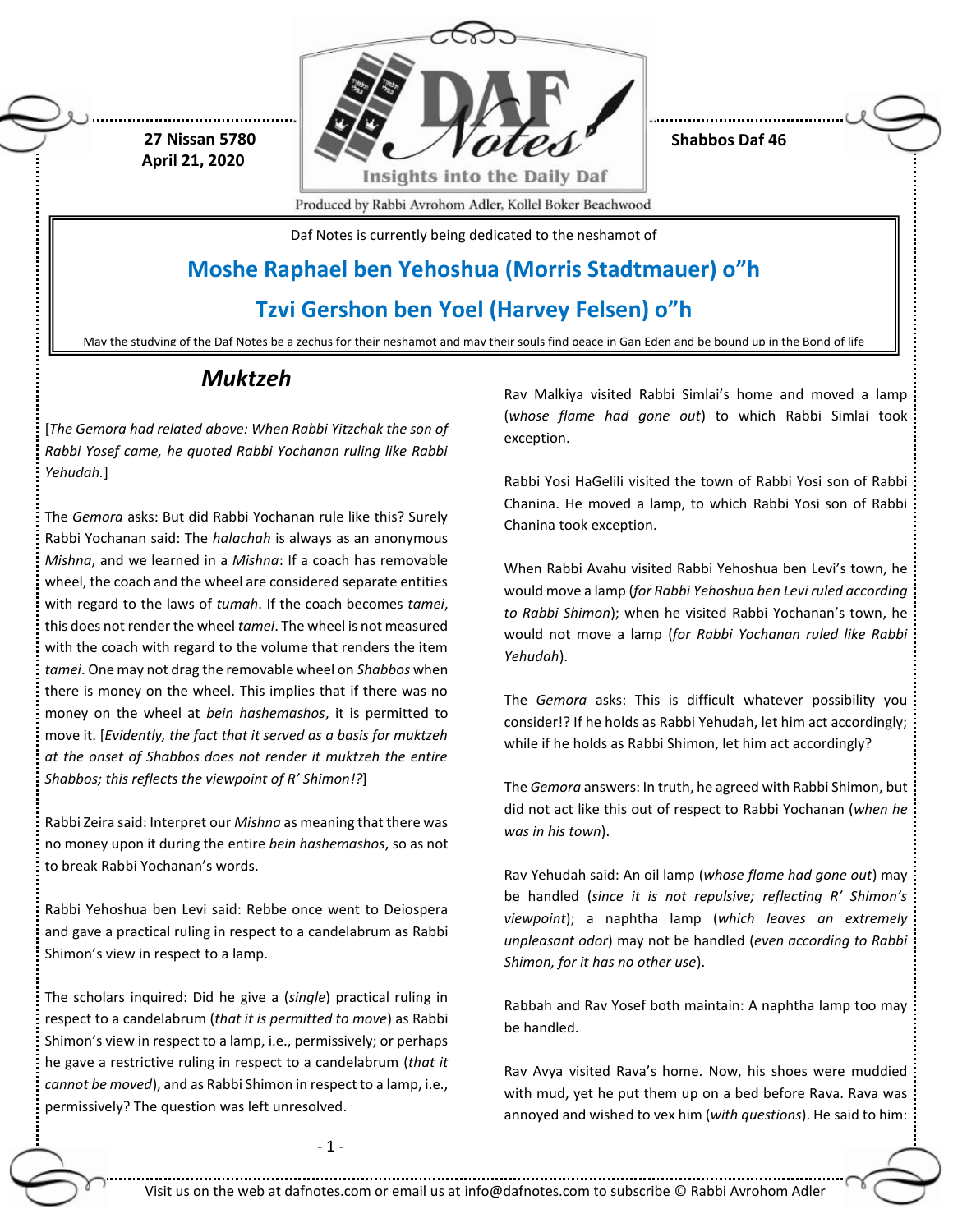27 Nissan 5780
April 21, 2020

Shabbos Daf 46

Produced by Rabbi Avrohom Adler, Kollel Boker Beachwood

Daf Notes is currently being dedicated to the neshamot of

## Moshe Raphael ben Yehoshua (Morris Stadtmauer) o"h

## Tzvi Gershon ben Yoel (Harvey Felsen) o"h

May the studying of the Daf Notes be a zechus for their neshamot and may their souls find peace in Gan Eden and be bound up in the Bond of life

# *Muktzeh*

[*The Gemora had related above: When Rabbi Yitzchak the son of Rabbi Yosef came, he quoted Rabbi Yochanan ruling like Rabbi Yehudah.*]

The *Gemora* asks: But did Rabbi Yochanan rule like this? Surely Rabbi Yochanan said: The *halachah* is always as an anonymous *Mishna*, and we learned in a *Mishna*: If a coach has removable wheel, the coach and the wheel are considered separate entities with regard to the laws of *tumah*. If the coach becomes *tamei*, this does not render the wheel *tamei*. The wheel is not measured with the coach with regard to the volume that renders the item *tamei*. One may not drag the removable wheel on *Shabbos* when there is money on the wheel. This implies that if there was no money on the wheel at *bein hashemashos*, it is permitted to move it. [*Evidently, the fact that it served as a basis for muktzeh at the onset of Shabbos does not render it muktzeh the entire Shabbos; this reflects the viewpoint of R' Shimon!?*]

Rabbi Zeira said: Interpret our *Mishna* as meaning that there was no money upon it during the entire *bein hashemashos*, so as not to break Rabbi Yochanan's words.

Rabbi Yehoshua ben Levi said: Rebbe once went to Deiospera and gave a practical ruling in respect to a candelabrum as Rabbi Shimon's view in respect to a lamp.

The scholars inquired: Did he give a (*single*) practical ruling in respect to a candelabrum (*that it is permitted to move*) as Rabbi Shimon's view in respect to a lamp, i.e., permissively; or perhaps he gave a restrictive ruling in respect to a candelabrum (*that it cannot be moved*), and as Rabbi Shimon in respect to a lamp, i.e., permissively? The question was left unresolved.

Rav Malkiya visited Rabbi Simlai's home and moved a lamp (*whose flame had gone out*) to which Rabbi Simlai took exception.

Rabbi Yosi HaGelili visited the town of Rabbi Yosi son of Rabbi Chanina. He moved a lamp, to which Rabbi Yosi son of Rabbi Chanina took exception.

When Rabbi Avahu visited Rabbi Yehoshua ben Levi's town, he would move a lamp (*for Rabbi Yehoshua ben Levi ruled according to Rabbi Shimon*); when he visited Rabbi Yochanan's town, he would not move a lamp (*for Rabbi Yochanan ruled like Rabbi Yehudah*).

The *Gemora* asks: This is difficult whatever possibility you consider!? If he holds as Rabbi Yehudah, let him act accordingly; while if he holds as Rabbi Shimon, let him act accordingly?

The *Gemora* answers: In truth, he agreed with Rabbi Shimon, but did not act like this out of respect to Rabbi Yochanan (*when he was in his town*).

Rav Yehudah said: An oil lamp (*whose flame had gone out*) may be handled (*since it is not repulsive; reflecting R' Shimon's viewpoint*); a naphtha lamp (*which leaves an extremely unpleasant odor*) may not be handled (*even according to Rabbi Shimon, for it has no other use*).

Rabbah and Rav Yosef both maintain: A naphtha lamp too may be handled.

Rav Avya visited Rava's home. Now, his shoes were muddied with mud, yet he put them up on a bed before Rava. Rava was annoyed and wished to vex him (*with questions*). He said to him: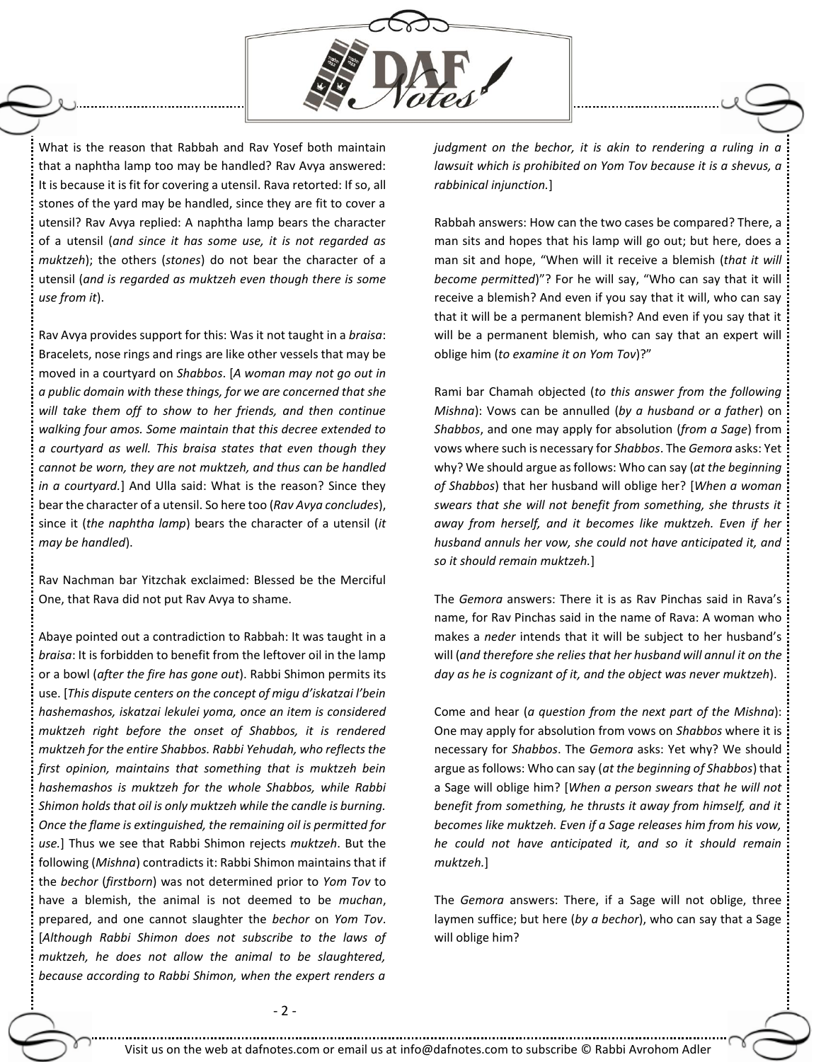What is the reason that Rabbah and Rav Yosef both maintain that a naphtha lamp too may be handled? Rav Avya answered: It is because it is fit for covering a utensil. Rava retorted: If so, all stones of the yard may be handled, since they are fit to cover a utensil? Rav Avya replied: A naphtha lamp bears the character of a utensil (*and since it has some use, it is not regarded as muktzeh*); the others (*stones*) do not bear the character of a utensil (*and is regarded as muktzeh even though there is some use from it*).

Rav Avya provides support for this: Was it not taught in a *braisa*: Bracelets, nose rings and rings are like other vessels that may be moved in a courtyard on *Shabbos*. [*A woman may not go out in a public domain with these things, for we are concerned that she will take them off to show to her friends, and then continue walking four amos. Some maintain that this decree extended to a courtyard as well. This braisa states that even though they cannot be worn, they are not muktzeh, and thus can be handled in a courtyard.*] And Ulla said: What is the reason? Since they bear the character of a utensil. So here too (*Rav Avya concludes*), since it (*the naphtha lamp*) bears the character of a utensil (*it may be handled*).

Rav Nachman bar Yitzchak exclaimed: Blessed be the Merciful One, that Rava did not put Rav Avya to shame.

Abaye pointed out a contradiction to Rabbah: It was taught in a *braisa*: It is forbidden to benefit from the leftover oil in the lamp or a bowl (*after the fire has gone out*). Rabbi Shimon permits its use. [*This dispute centers on the concept of migu d'iskatzai l'bein hashemashos, iskatzai lekulei yoma, once an item is considered muktzeh right before the onset of Shabbos, it is rendered muktzeh for the entire Shabbos. Rabbi Yehudah, who reflects the first opinion, maintains that something that is muktzeh bein hashemashos is muktzeh for the whole Shabbos, while Rabbi Shimon holds that oil is only muktzeh while the candle is burning. Once the flame is extinguished, the remaining oil is permitted for use.*] Thus we see that Rabbi Shimon rejects *muktzeh*. But the following (*Mishna*) contradicts it: Rabbi Shimon maintains that if the *bechor* (*firstborn*) was not determined prior to *Yom Tov* to have a blemish, the animal is not deemed to be *muchan*, prepared, and one cannot slaughter the *bechor* on *Yom Tov*. [*Although Rabbi Shimon does not subscribe to the laws of muktzeh, he does not allow the animal to be slaughtered, because according to Rabbi Shimon, when the expert renders a judgment on the bechor, it is akin to rendering a ruling in a lawsuit which is prohibited on Yom Tov because it is a shevus, a rabbinical injunction.*]

Rabbah answers: How can the two cases be compared? There, a man sits and hopes that his lamp will go out; but here, does a man sit and hope, "When will it receive a blemish (*that it will become permitted*)"? For he will say, "Who can say that it will receive a blemish? And even if you say that it will, who can say that it will be a permanent blemish? And even if you say that it will be a permanent blemish, who can say that an expert will oblige him (*to examine it on Yom Tov*)?"

Rami bar Chamah objected (*to this answer from the following Mishna*): Vows can be annulled (*by a husband or a father*) on *Shabbos*, and one may apply for absolution (*from a Sage*) from vows where such is necessary for *Shabbos*. The *Gemora* asks: Yet why? We should argue as follows: Who can say (*at the beginning of Shabbos*) that her husband will oblige her? [*When a woman swears that she will not benefit from something, she thrusts it away from herself, and it becomes like muktzeh. Even if her husband annuls her vow, she could not have anticipated it, and so it should remain muktzeh.*]

The *Gemora* answers: There it is as Rav Pinchas said in Rava's name, for Rav Pinchas said in the name of Rava: A woman who makes a *neder* intends that it will be subject to her husband's will (*and therefore she relies that her husband will annul it on the day as he is cognizant of it, and the object was never muktzeh*).

Come and hear (*a question from the next part of the Mishna*): One may apply for absolution from vows on *Shabbos* where it is necessary for *Shabbos*. The *Gemora* asks: Yet why? We should argue as follows: Who can say (*at the beginning of Shabbos*) that a Sage will oblige him? [*When a person swears that he will not benefit from something, he thrusts it away from himself, and it becomes like muktzeh. Even if a Sage releases him from his vow, he could not have anticipated it, and so it should remain muktzeh.*]

The *Gemora* answers: There, if a Sage will not oblige, three laymen suffice; but here (*by a bechor*), who can say that a Sage will oblige him?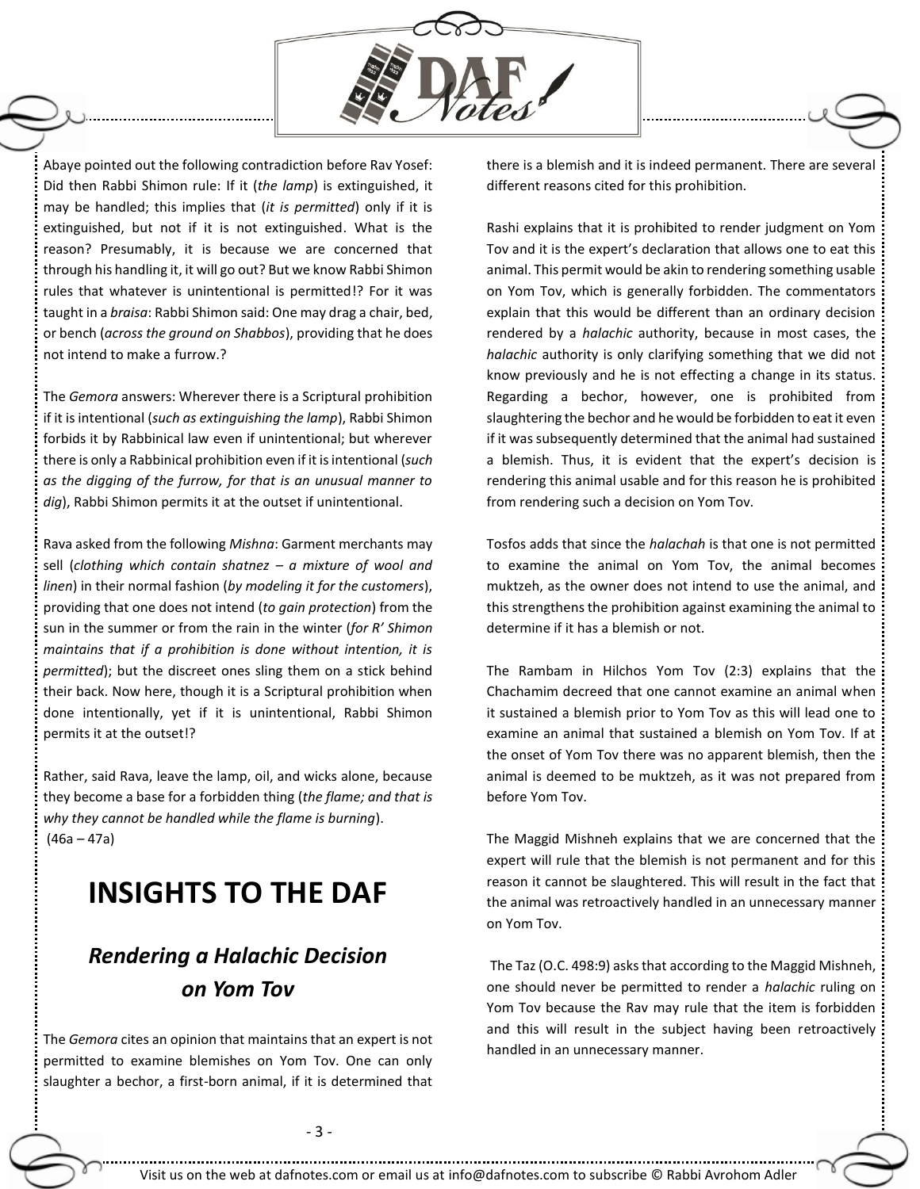Abaye pointed out the following contradiction before Rav Yosef: Did then Rabbi Shimon rule: If it (*the lamp*) is extinguished, it may be handled; this implies that (*it is permitted*) only if it is extinguished, but not if it is not extinguished. What is the reason? Presumably, it is because we are concerned that through his handling it, it will go out? But we know Rabbi Shimon rules that whatever is unintentional is permitted!? For it was taught in a *braisa*: Rabbi Shimon said: One may drag a chair, bed, or bench (*across the ground on Shabbos*), providing that he does not intend to make a furrow.?

The *Gemora* answers: Wherever there is a Scriptural prohibition if it is intentional (*such as extinguishing the lamp*), Rabbi Shimon forbids it by Rabbinical law even if unintentional; but wherever there is only a Rabbinical prohibition even if it is intentional (*such as the digging of the furrow, for that is an unusual manner to dig*), Rabbi Shimon permits it at the outset if unintentional.

Rava asked from the following *Mishna*: Garment merchants may sell (*clothing which contain shatnez – a mixture of wool and linen*) in their normal fashion (*by modeling it for the customers*), providing that one does not intend (*to gain protection*) from the sun in the summer or from the rain in the winter (*for R' Shimon maintains that if a prohibition is done without intention, it is permitted*); but the discreet ones sling them on a stick behind their back. Now here, though it is a Scriptural prohibition when done intentionally, yet if it is unintentional, Rabbi Shimon permits it at the outset!?

Rather, said Rava, leave the lamp, oil, and wicks alone, because they become a base for a forbidden thing (*the flame; and that is why they cannot be handled while the flame is burning*). (46a – 47a)

# INSIGHTS TO THE DAF

## *Rendering a Halachic Decision on Yom Tov*

The *Gemora* cites an opinion that maintains that an expert is not permitted to examine blemishes on Yom Tov. One can only slaughter a bechor, a first-born animal, if it is determined that there is a blemish and it is indeed permanent. There are several different reasons cited for this prohibition.

Rashi explains that it is prohibited to render judgment on Yom Tov and it is the expert's declaration that allows one to eat this animal. This permit would be akin to rendering something usable on Yom Tov, which is generally forbidden. The commentators explain that this would be different than an ordinary decision rendered by a *halachic* authority, because in most cases, the *halachic* authority is only clarifying something that we did not know previously and he is not effecting a change in its status. Regarding a bechor, however, one is prohibited from slaughtering the bechor and he would be forbidden to eat it even if it was subsequently determined that the animal had sustained a blemish. Thus, it is evident that the expert's decision is rendering this animal usable and for this reason he is prohibited from rendering such a decision on Yom Tov.

Tosfos adds that since the *halachah* is that one is not permitted to examine the animal on Yom Tov, the animal becomes muktzeh, as the owner does not intend to use the animal, and this strengthens the prohibition against examining the animal to determine if it has a blemish or not.

The Rambam in Hilchos Yom Tov (2:3) explains that the Chachamim decreed that one cannot examine an animal when it sustained a blemish prior to Yom Tov as this will lead one to examine an animal that sustained a blemish on Yom Tov. If at the onset of Yom Tov there was no apparent blemish, then the animal is deemed to be muktzeh, as it was not prepared from before Yom Tov.

The Maggid Mishneh explains that we are concerned that the expert will rule that the blemish is not permanent and for this reason it cannot be slaughtered. This will result in the fact that the animal was retroactively handled in an unnecessary manner on Yom Tov.

The Taz (O.C. 498:9) asks that according to the Maggid Mishneh, one should never be permitted to render a *halachic* ruling on Yom Tov because the Rav may rule that the item is forbidden and this will result in the subject having been retroactively handled in an unnecessary manner.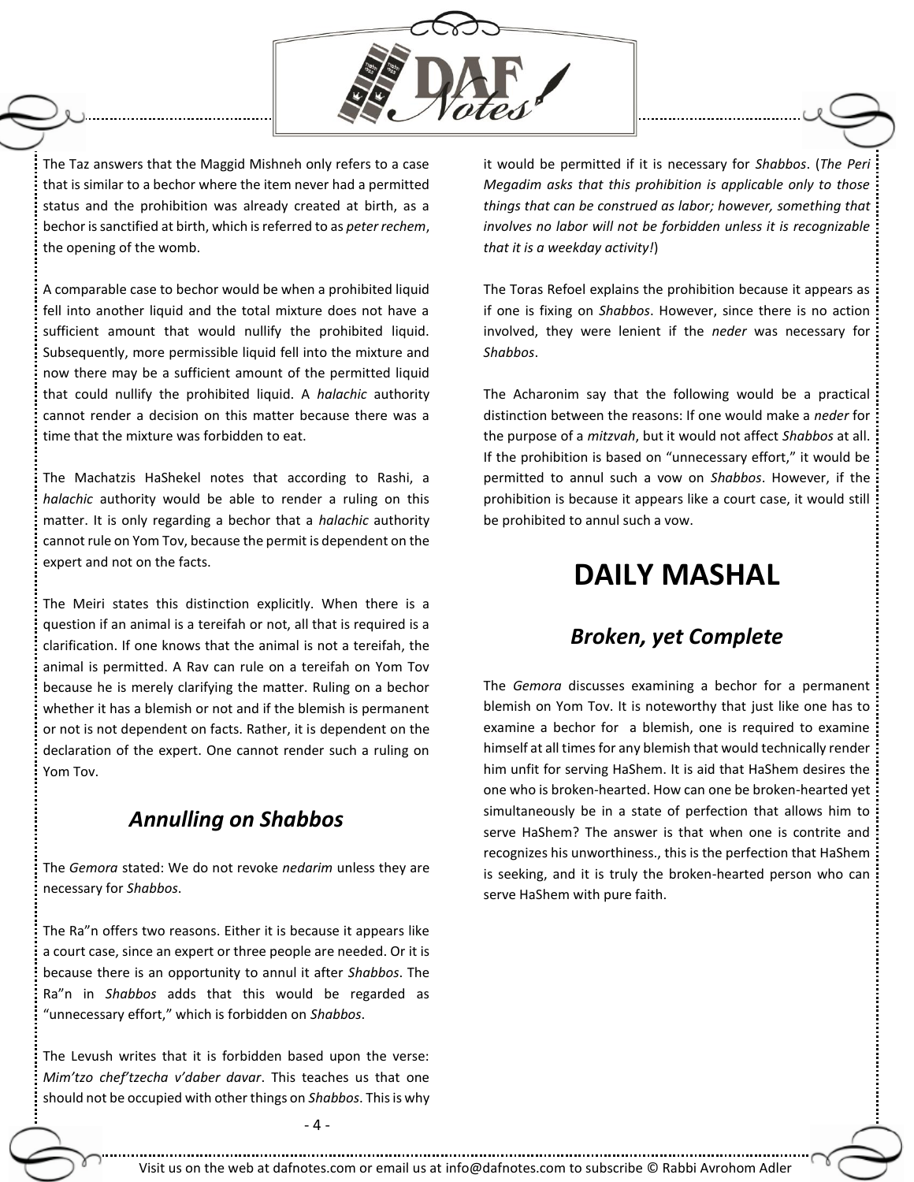The Taz answers that the Maggid Mishneh only refers to a case that is similar to a bechor where the item never had a permitted status and the prohibition was already created at birth, as a bechor is sanctified at birth, which is referred to as *peter rechem*, the opening of the womb.

A comparable case to bechor would be when a prohibited liquid fell into another liquid and the total mixture does not have a sufficient amount that would nullify the prohibited liquid. Subsequently, more permissible liquid fell into the mixture and now there may be a sufficient amount of the permitted liquid that could nullify the prohibited liquid. A *halachic* authority cannot render a decision on this matter because there was a time that the mixture was forbidden to eat.

The Machatzis HaShekel notes that according to Rashi, a *halachic* authority would be able to render a ruling on this matter. It is only regarding a bechor that a *halachic* authority cannot rule on Yom Tov, because the permit is dependent on the expert and not on the facts.

The Meiri states this distinction explicitly. When there is a question if an animal is a tereifah or not, all that is required is a clarification. If one knows that the animal is not a tereifah, the animal is permitted. A Rav can rule on a tereifah on Yom Tov because he is merely clarifying the matter. Ruling on a bechor whether it has a blemish or not and if the blemish is permanent or not is not dependent on facts. Rather, it is dependent on the declaration of the expert. One cannot render such a ruling on Yom Tov.

## *Annulling on Shabbos*

The *Gemora* stated: We do not revoke *nedarim* unless they are necessary for *Shabbos*.

The Ra"n offers two reasons. Either it is because it appears like a court case, since an expert or three people are needed. Or it is because there is an opportunity to annul it after *Shabbos*. The Ra"n in *Shabbos* adds that this would be regarded as "unnecessary effort," which is forbidden on *Shabbos*.

The Levush writes that it is forbidden based upon the verse: *Mim'tzo chef'tzecha v'daber davar*. This teaches us that one should not be occupied with other things on *Shabbos*. This is why it would be permitted if it is necessary for *Shabbos*. (*The Peri Megadim asks that this prohibition is applicable only to those things that can be construed as labor; however, something that involves no labor will not be forbidden unless it is recognizable that it is a weekday activity!*)

The Toras Refoel explains the prohibition because it appears as if one is fixing on *Shabbos*. However, since there is no action involved, they were lenient if the *neder* was necessary for *Shabbos*.

The Acharonim say that the following would be a practical distinction between the reasons: If one would make a *neder* for the purpose of a *mitzvah*, but it would not affect *Shabbos* at all. If the prohibition is based on "unnecessary effort," it would be permitted to annul such a vow on *Shabbos*. However, if the prohibition is because it appears like a court case, it would still be prohibited to annul such a vow.

# DAILY MASHAL

## *Broken, yet Complete*

The *Gemora* discusses examining a bechor for a permanent blemish on Yom Tov. It is noteworthy that just like one has to examine a bechor for a blemish, one is required to examine himself at all times for any blemish that would technically render him unfit for serving HaShem. It is aid that HaShem desires the one who is broken-hearted. How can one be broken-hearted yet simultaneously be in a state of perfection that allows him to serve HaShem? The answer is that when one is contrite and recognizes his unworthiness., this is the perfection that HaShem is seeking, and it is truly the broken-hearted person who can serve HaShem with pure faith.